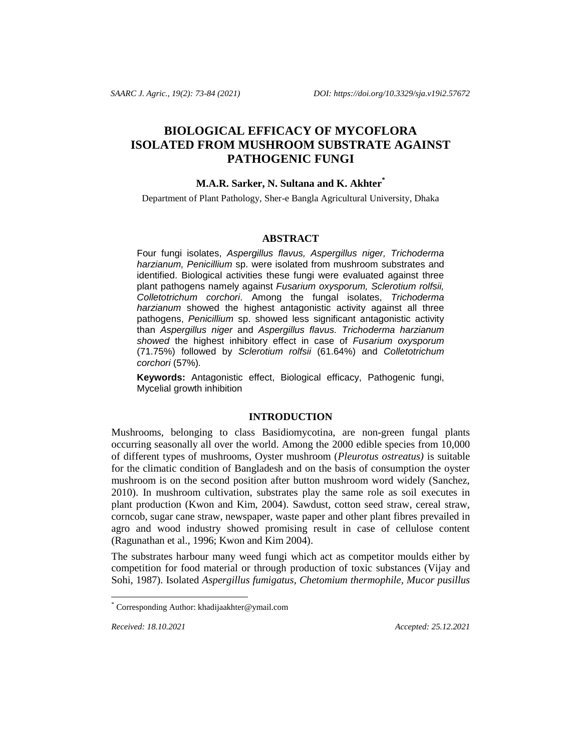# BIOLOGICAL EFFICACY OF MYCOFLORA ISOLATED FROM MUSHROOM SUBSTRATE AGAINST PATHOGENIC FUNGI

**M.A.R. Sarker, N. Sultana and K. Akhter[*]**

Department of Plant Pathology, Sher-e Bangla Agricultural University, Dhaka

## ABSTRACT

Four fungi isolates, *Aspergillus flavus, Aspergillus niger, Trichoderma harzianum, Penicillium* sp. were isolated from mushroom substrates and identified. Biological activities these fungi were evaluated against three plant pathogens namely against *Fusarium oxysporum, Sclerotium rolfsii, Colletotrichum corchori*. Among the fungal isolates, *Trichoderma harzianum* showed the highest antagonistic activity against all three pathogens, *Penicillium* sp. showed less significant antagonistic activity than *Aspergillus niger* and *Aspergillus flavus. Trichoderma harzianum showed* the highest inhibitory effect in case of *Fusarium oxysporum* (71.75%) followed by *Sclerotium rolfsii* (61.64%) and *Colletotrichum corchori* (57%).

**Keywords:** Antagonistic effect, Biological efficacy, Pathogenic fungi, Mycelial growth inhibition

## INTRODUCTION

Mushrooms, belonging to class Basidiomycotina, are non-green fungal plants occurring seasonally all over the world. Among the 2000 edible species from 10,000 of different types of mushrooms, Oyster mushroom (*Pleurotus ostreatus)* is suitable for the climatic condition of Bangladesh and on the basis of consumption the oyster mushroom is on the second position after button mushroom word widely (Sanchez, 2010). In mushroom cultivation, substrates play the same role as soil executes in plant production (Kwon and Kim, 2004). Sawdust, cotton seed straw, cereal straw, corncob, sugar cane straw, newspaper, waste paper and other plant fibres prevailed in agro and wood industry showed promising result in case of cellulose content (Ragunathan et al., 1996; Kwon and Kim 2004).

The substrates harbour many weed fungi which act as competitor moulds either by competition for food material or through production of toxic substances (Vijay and Sohi, 1987). Isolated *Aspergillus fumigatus, Chetomium thermophile, Mucor pusillus*

---

[*] Corresponding Author: khadijaakhter@ymail.com

*Received: 18.10.2021* *Accepted: 25.12.2021*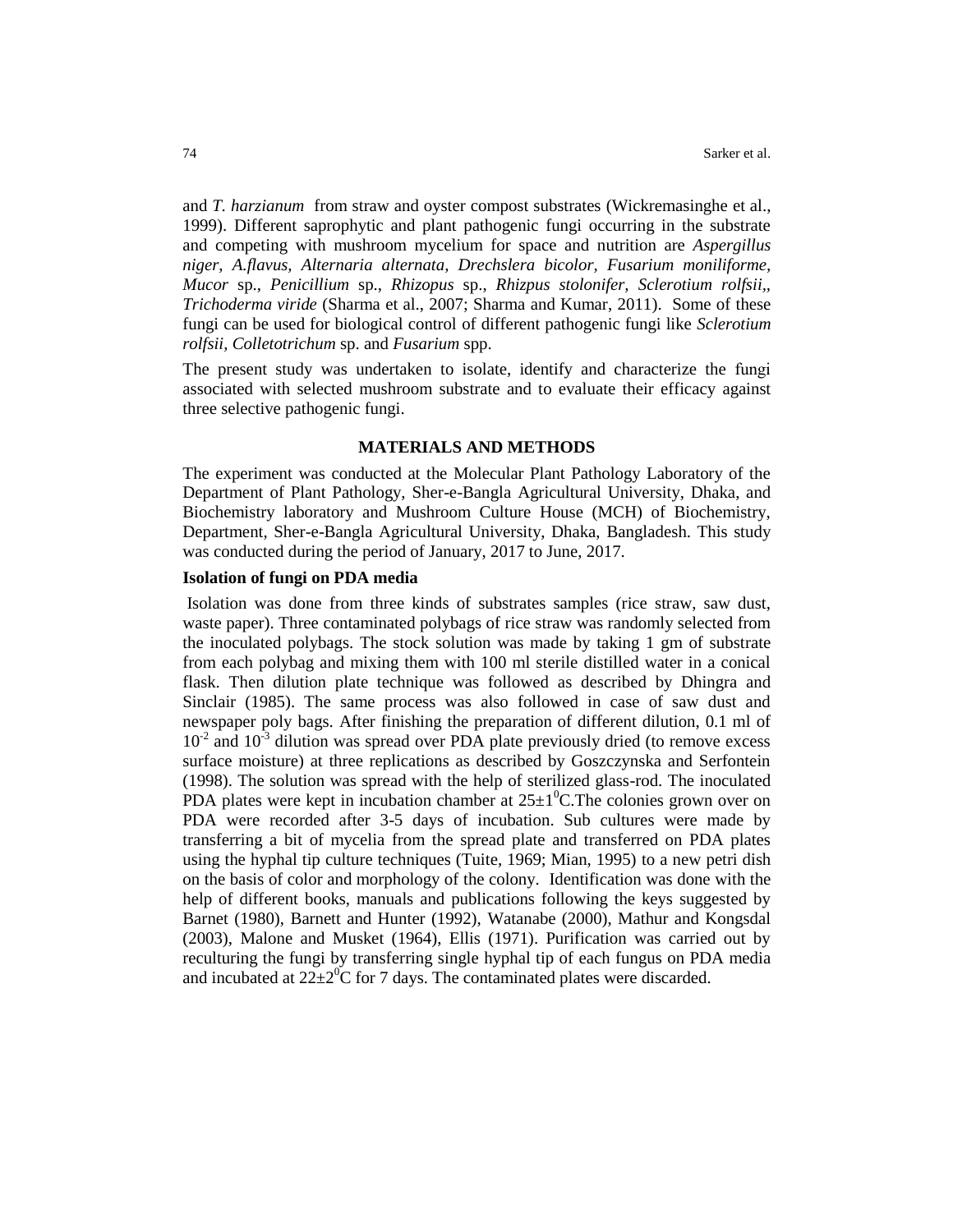and *T. harzianum* from straw and oyster compost substrates (Wickremasinghe et al., 1999). Different saprophytic and plant pathogenic fungi occurring in the substrate and competing with mushroom mycelium for space and nutrition are *Aspergillus niger, A.flavus, Alternaria alternata, Drechslera bicolor, Fusarium moniliforme, Mucor* sp., *Penicillium* sp., *Rhizopus* sp., *Rhizpus stolonifer, Sclerotium rolfsii,, Trichoderma viride* (Sharma et al., 2007; Sharma and Kumar, 2011). Some of these fungi can be used for biological control of different pathogenic fungi like *Sclerotium rolfsii, Colletotrichum* sp. and *Fusarium* spp.

The present study was undertaken to isolate, identify and characterize the fungi associated with selected mushroom substrate and to evaluate their efficacy against three selective pathogenic fungi.

## MATERIALS AND METHODS

The experiment was conducted at the Molecular Plant Pathology Laboratory of the Department of Plant Pathology, Sher-e-Bangla Agricultural University, Dhaka, and Biochemistry laboratory and Mushroom Culture House (MCH) of Biochemistry, Department, Sher-e-Bangla Agricultural University, Dhaka, Bangladesh. This study was conducted during the period of January, 2017 to June, 2017.

### Isolation of fungi on PDA media

Isolation was done from three kinds of substrates samples (rice straw, saw dust, waste paper). Three contaminated polybags of rice straw was randomly selected from the inoculated polybags. The stock solution was made by taking 1 gm of substrate from each polybag and mixing them with 100 ml sterile distilled water in a conical flask. Then dilution plate technique was followed as described by Dhingra and Sinclair (1985). The same process was also followed in case of saw dust and newspaper poly bags. After finishing the preparation of different dilution, 0.1 ml of $10^{-2}$ and $10^{-3}$ dilution was spread over PDA plate previously dried (to remove excess surface moisture) at three replications as described by Goszczynska and Serfontein (1998). The solution was spread with the help of sterilized glass-rod. The inoculated PDA plates were kept in incubation chamber at $25\pm1^0$C.The colonies grown over on PDA were recorded after 3-5 days of incubation. Sub cultures were made by transferring a bit of mycelia from the spread plate and transferred on PDA plates using the hyphal tip culture techniques (Tuite, 1969; Mian, 1995) to a new petri dish on the basis of color and morphology of the colony. Identification was done with the help of different books, manuals and publications following the keys suggested by Barnet (1980), Barnett and Hunter (1992), Watanabe (2000), Mathur and Kongsdal (2003), Malone and Musket (1964), Ellis (1971). Purification was carried out by reculturing the fungi by transferring single hyphal tip of each fungus on PDA media and incubated at $22\pm2^0$C for 7 days. The contaminated plates were discarded.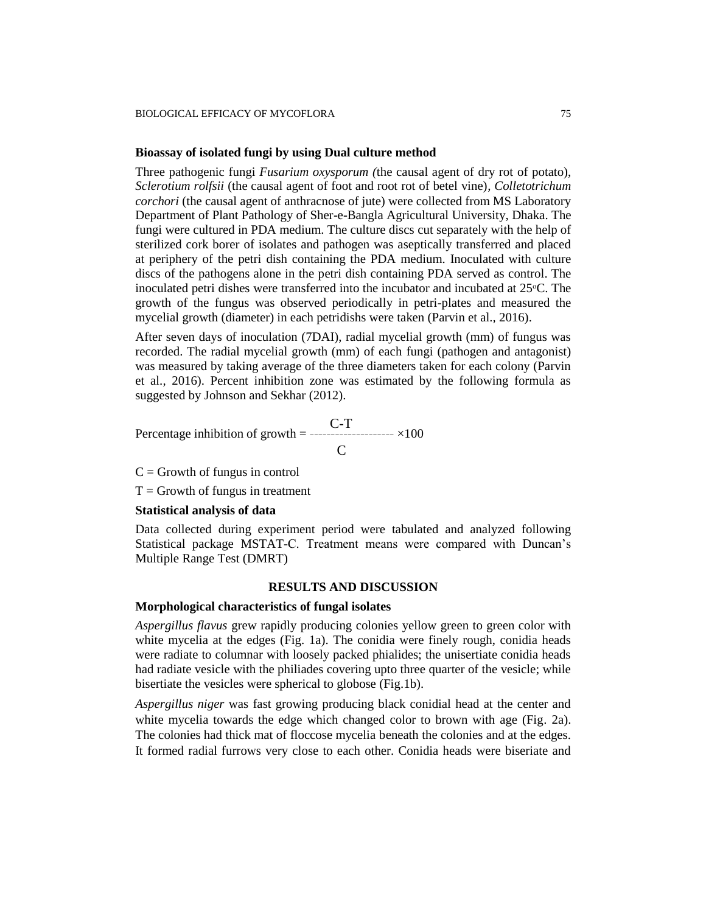### Bioassay of isolated fungi by using Dual culture method

Three pathogenic fungi *Fusarium oxysporum (*the causal agent of dry rot of potato), *Sclerotium rolfsii* (the causal agent of foot and root rot of betel vine), *Colletotrichum corchori* (the causal agent of anthracnose of jute) were collected from MS Laboratory Department of Plant Pathology of Sher-e-Bangla Agricultural University, Dhaka. The fungi were cultured in PDA medium. The culture discs cut separately with the help of sterilized cork borer of isolates and pathogen was aseptically transferred and placed at periphery of the petri dish containing the PDA medium. Inoculated with culture discs of the pathogens alone in the petri dish containing PDA served as control. The inoculated petri dishes were transferred into the incubator and incubated at 25°C. The growth of the fungus was observed periodically in petri-plates and measured the mycelial growth (diameter) in each petridishs were taken (Parvin et al., 2016).

After seven days of inoculation (7DAI), radial mycelial growth (mm) of fungus was recorded. The radial mycelial growth (mm) of each fungi (pathogen and antagonist) was measured by taking average of the three diameters taken for each colony (Parvin et al., 2016). Percent inhibition zone was estimated by the following formula as suggested by Johnson and Sekhar (2012).

$$\text{Percentage inhibition of growth} = \frac{C-T}{C} \times 100$$

C = Growth of fungus in control

T = Growth of fungus in treatment

### Statistical analysis of data

Data collected during experiment period were tabulated and analyzed following Statistical package MSTAT-C. Treatment means were compared with Duncan's Multiple Range Test (DMRT)

## RESULTS AND DISCUSSION

### Morphological characteristics of fungal isolates

*Aspergillus flavus* grew rapidly producing colonies yellow green to green color with white mycelia at the edges (Fig. 1a). The conidia were finely rough, conidia heads were radiate to columnar with loosely packed phialides; the unisertiate conidia heads had radiate vesicle with the philiades covering upto three quarter of the vesicle; while bisertiate the vesicles were spherical to globose (Fig.1b).

*Aspergillus niger* was fast growing producing black conidial head at the center and white mycelia towards the edge which changed color to brown with age (Fig. 2a). The colonies had thick mat of floccose mycelia beneath the colonies and at the edges. It formed radial furrows very close to each other. Conidia heads were biseriate and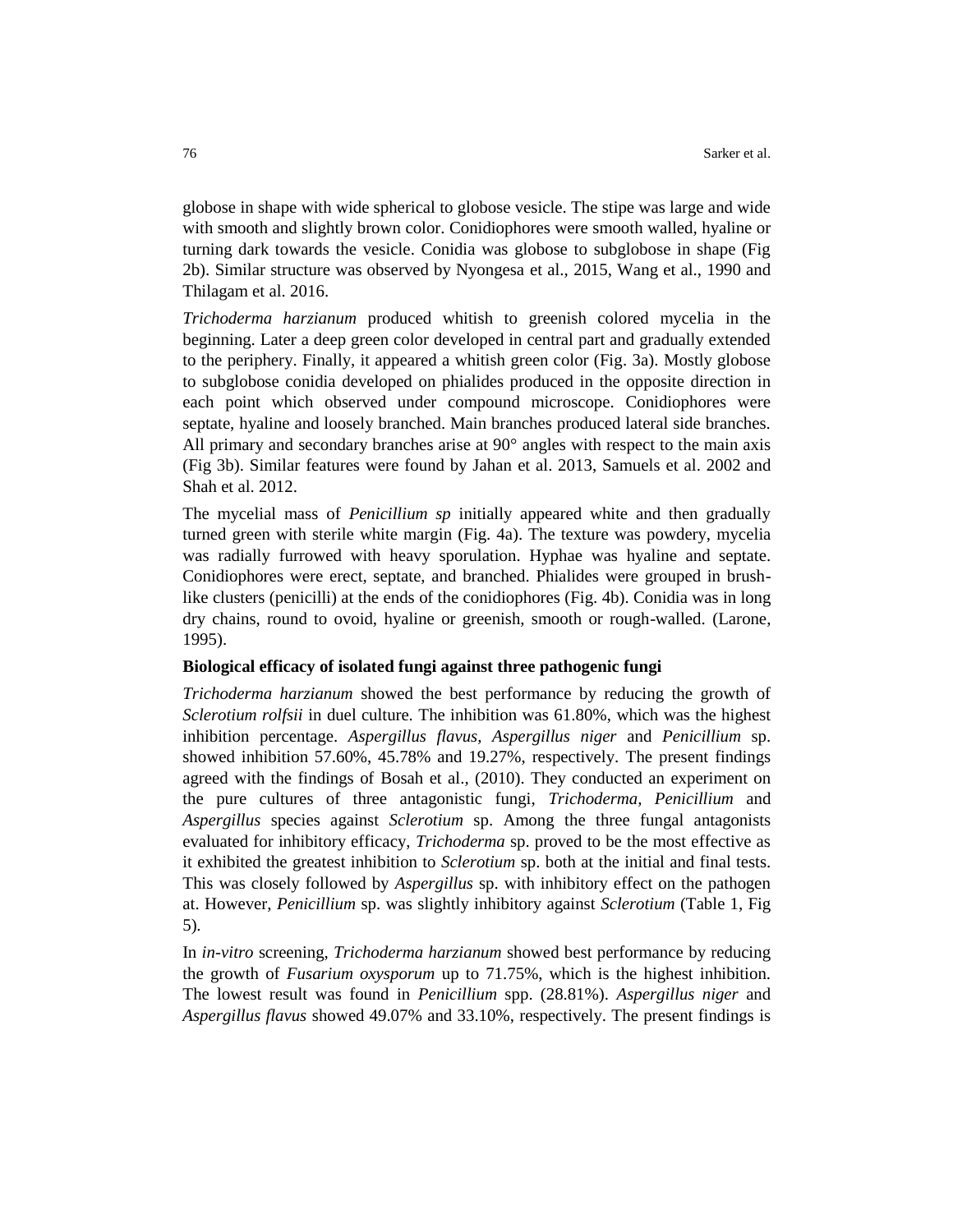globose in shape with wide spherical to globose vesicle. The stipe was large and wide with smooth and slightly brown color. Conidiophores were smooth walled, hyaline or turning dark towards the vesicle. Conidia was globose to subglobose in shape (Fig 2b). Similar structure was observed by Nyongesa et al., 2015, Wang et al., 1990 and Thilagam et al. 2016.

*Trichoderma harzianum* produced whitish to greenish colored mycelia in the beginning. Later a deep green color developed in central part and gradually extended to the periphery. Finally, it appeared a whitish green color (Fig. 3a). Mostly globose to subglobose conidia developed on phialides produced in the opposite direction in each point which observed under compound microscope. Conidiophores were septate, hyaline and loosely branched. Main branches produced lateral side branches. All primary and secondary branches arise at 90° angles with respect to the main axis (Fig 3b). Similar features were found by Jahan et al. 2013, Samuels et al. 2002 and Shah et al. 2012.

The mycelial mass of *Penicillium sp* initially appeared white and then gradually turned green with sterile white margin (Fig. 4a). The texture was powdery, mycelia was radially furrowed with heavy sporulation. Hyphae was hyaline and septate. Conidiophores were erect, septate, and branched. Phialides were grouped in brush-like clusters (penicilli) at the ends of the conidiophores (Fig. 4b). Conidia was in long dry chains, round to ovoid, hyaline or greenish, smooth or rough-walled. (Larone, 1995).

**Biological efficacy of isolated fungi against three pathogenic fungi**

*Trichoderma harzianum* showed the best performance by reducing the growth of *Sclerotium rolfsii* in duel culture. The inhibition was 61.80%, which was the highest inhibition percentage. *Aspergillus flavus, Aspergillus niger* and *Penicillium* sp. showed inhibition 57.60%, 45.78% and 19.27%, respectively. The present findings agreed with the findings of Bosah et al., (2010). They conducted an experiment on the pure cultures of three antagonistic fungi, *Trichoderma, Penicillium* and *Aspergillus* species against *Sclerotium* sp. Among the three fungal antagonists evaluated for inhibitory efficacy, *Trichoderma* sp. proved to be the most effective as it exhibited the greatest inhibition to *Sclerotium* sp. both at the initial and final tests. This was closely followed by *Aspergillus* sp. with inhibitory effect on the pathogen at. However, *Penicillium* sp. was slightly inhibitory against *Sclerotium* (Table 1, Fig 5).

In *in-vitro* screening, *Trichoderma harzianum* showed best performance by reducing the growth of *Fusarium oxysporum* up to 71.75%, which is the highest inhibition. The lowest result was found in *Penicillium* spp. (28.81%). *Aspergillus niger* and *Aspergillus flavus* showed 49.07% and 33.10%, respectively. The present findings is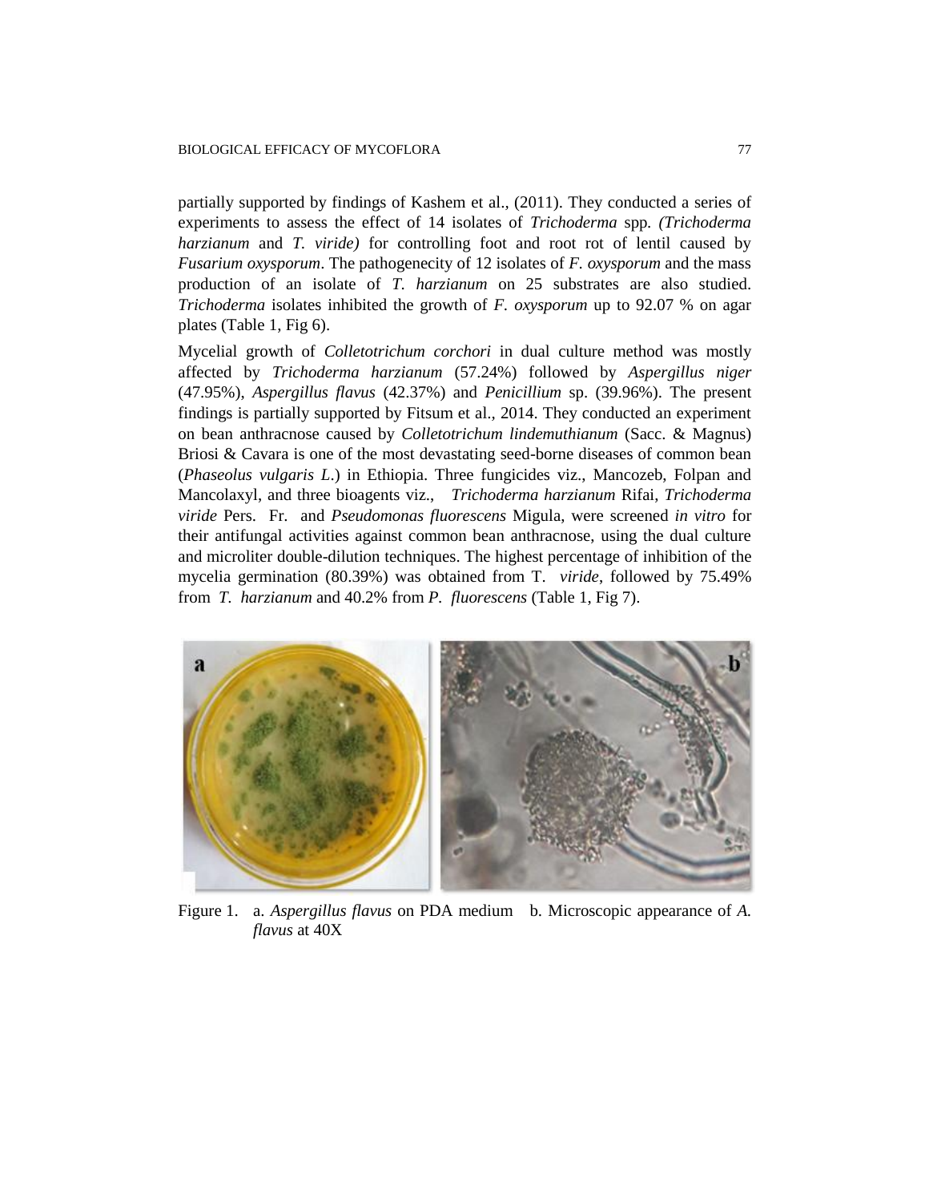partially supported by findings of Kashem et al., (2011). They conducted a series of experiments to assess the effect of 14 isolates of *Trichoderma* spp*. (Trichoderma harzianum* and *T. viride)* for controlling foot and root rot of lentil caused by *Fusarium oxysporum*. The pathogenecity of 12 isolates of *F. oxysporum* and the mass production of an isolate of *T. harzianum* on 25 substrates are also studied. *Trichoderma* isolates inhibited the growth of *F. oxysporum* up to 92.07 % on agar plates (Table 1, Fig 6).

Mycelial growth of *Colletotrichum corchori* in dual culture method was mostly affected by *Trichoderma harzianum* (57.24%) followed by *Aspergillus niger* (47.95%), *Aspergillus flavus* (42.37%) and *Penicillium* sp. (39.96%). The present findings is partially supported by Fitsum et al., 2014. They conducted an experiment on bean anthracnose caused by *Colletotrichum lindemuthianum* (Sacc. & Magnus) Briosi & Cavara is one of the most devastating seed-borne diseases of common bean (*Phaseolus vulgaris L*.) in Ethiopia. Three fungicides viz., Mancozeb, Folpan and Mancolaxyl, and three bioagents viz., *Trichoderma harzianum* Rifai, *Trichoderma viride* Pers. Fr. and *Pseudomonas fluorescens* Migula, were screened *in vitro* for their antifungal activities against common bean anthracnose, using the dual culture and microliter double-dilution techniques. The highest percentage of inhibition of the mycelia germination (80.39%) was obtained from T. *viride*, followed by 75.49% from *T. harzianum* and 40.2% from *P. fluorescens* (Table 1, Fig 7).

Figure 1. a. *Aspergillus flavus* on PDA medium b. Microscopic appearance of *A. flavus* at 40X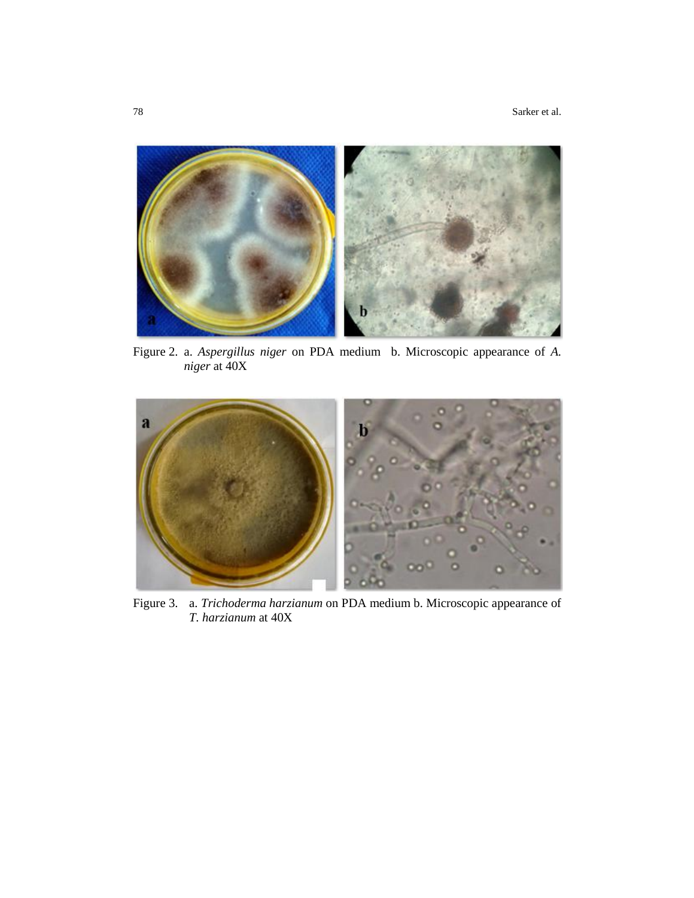Figure 2. a. *Aspergillus niger* on PDA medium b. Microscopic appearance of *A. niger* at 40X

Figure 3. a. *Trichoderma harzianum* on PDA medium b. Microscopic appearance of *T. harzianum* at 40X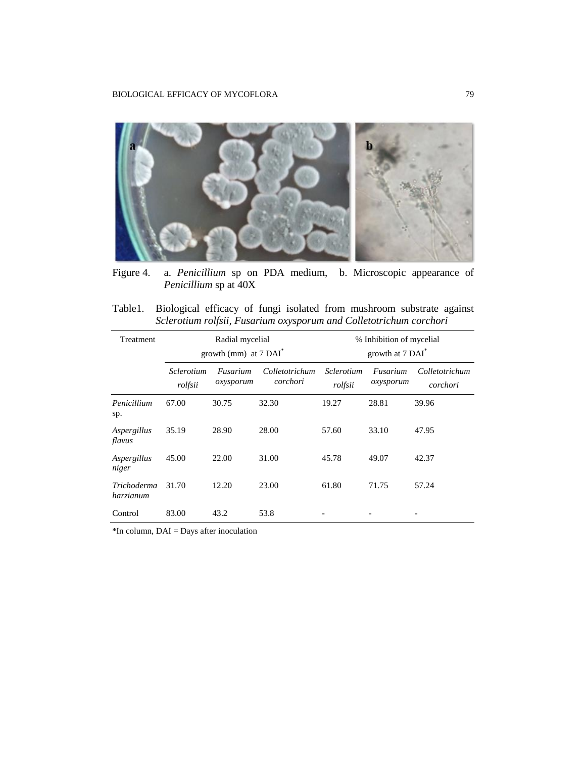Figure 4. a. *Penicillium* sp on PDA medium, b. Microscopic appearance of *Penicillium* sp at 40X

Table1. Biological efficacy of fungi isolated from mushroom substrate against *Sclerotium rolfsii, Fusarium oxysporum and Colletotrichum corchori*

| Treatment | Radial mycelial growth (mm) at 7 DAI* | | | % Inhibition of mycelial growth at 7 DAI* | | |
|---|---|---|---|---|---|---|
| | *Sclerotium rolfsii* | *Fusarium oxysporum* | *Colletotrichum corchori* | *Sclerotium rolfsii* | *Fusarium oxysporum* | *Colletotrichum corchori* |
| *Penicillium* sp. | 67.00 | 30.75 | 32.30 | 19.27 | 28.81 | 39.96 |
| *Aspergillus flavus* | 35.19 | 28.90 | 28.00 | 57.60 | 33.10 | 47.95 |
| *Aspergillus niger* | 45.00 | 22.00 | 31.00 | 45.78 | 49.07 | 42.37 |
| *Trichoderma harzianum* | 31.70 | 12.20 | 23.00 | 61.80 | 71.75 | 57.24 |
| Control | 83.00 | 43.2 | 53.8 | - | - | - |

*In column, DAI = Days after inoculation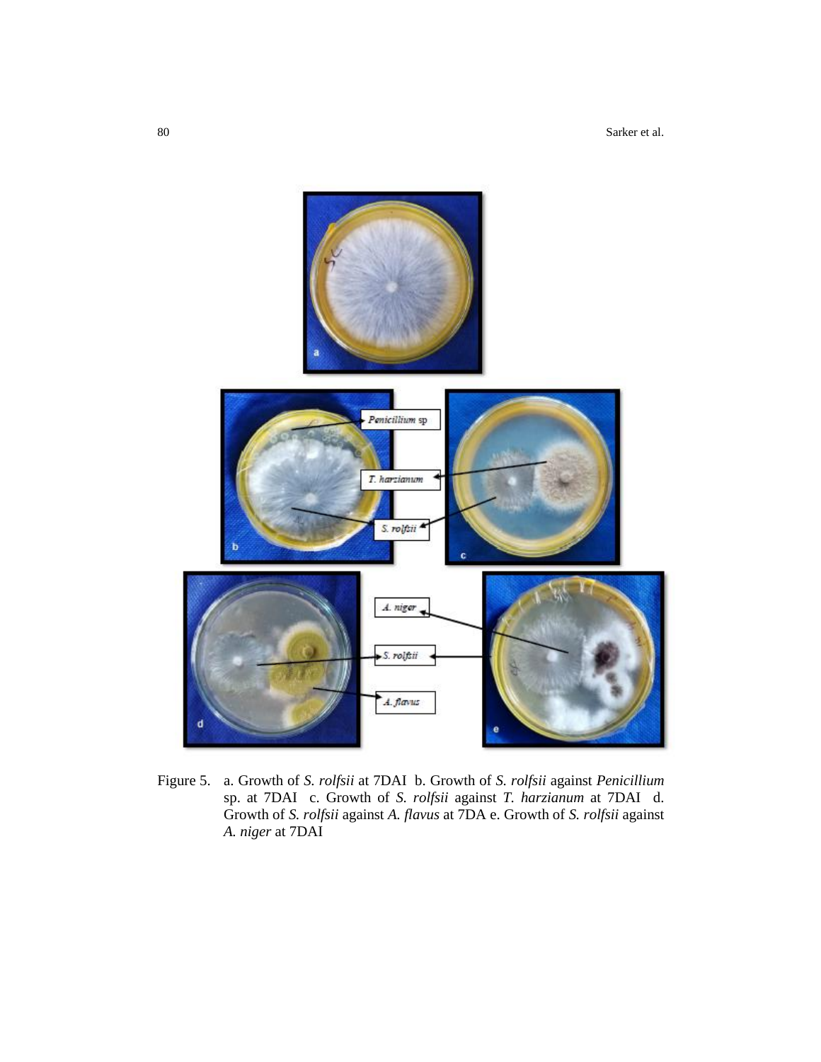Figure 5. a. Growth of *S. rolfsii* at 7DAI b. Growth of *S. rolfsii* against *Penicillium* sp. at 7DAI c. Growth of *S. rolfsii* against *T. harzianum* at 7DAI d. Growth of *S. rolfsii* against *A. flavus* at 7DA e. Growth of *S. rolfsii* against *A. niger* at 7DAI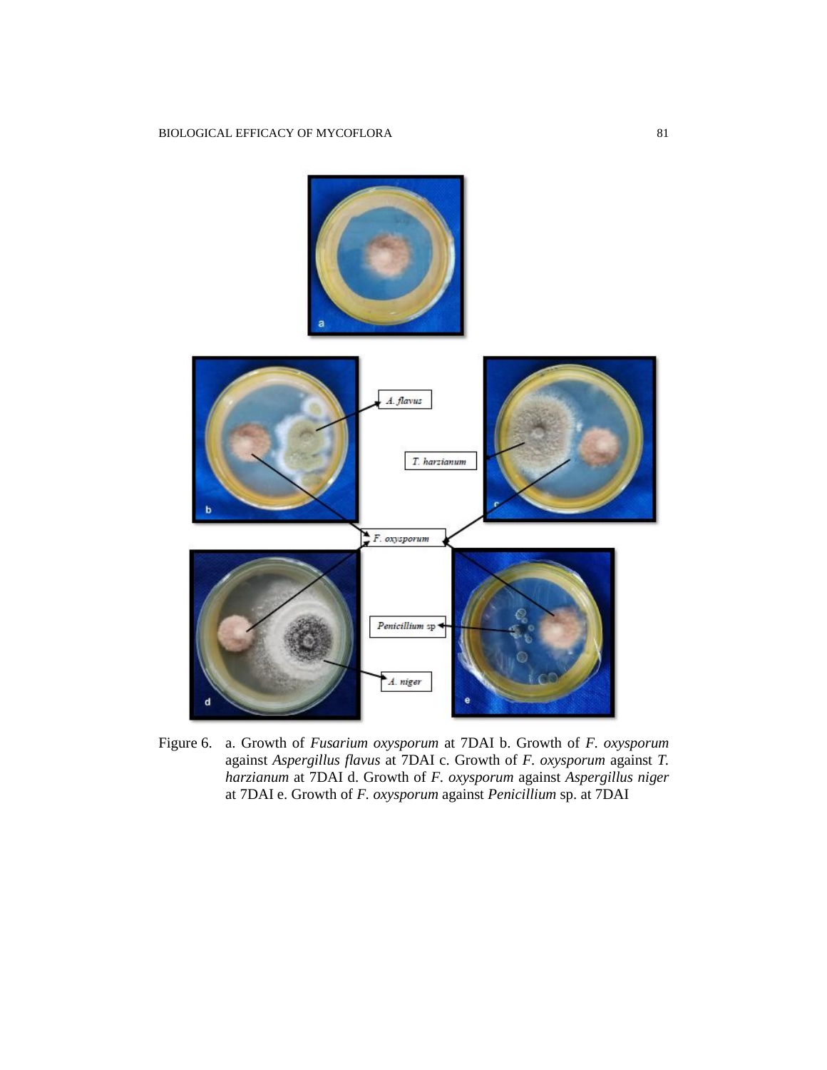Figure 6. a. Growth of *Fusarium oxysporum* at 7DAI b. Growth of *F. oxysporum* against *Aspergillus flavus* at 7DAI c. Growth of *F. oxysporum* against *T. harzianum* at 7DAI d. Growth of *F. oxysporum* against *Aspergillus niger* at 7DAI e. Growth of *F. oxysporum* against *Penicillium* sp. at 7DAI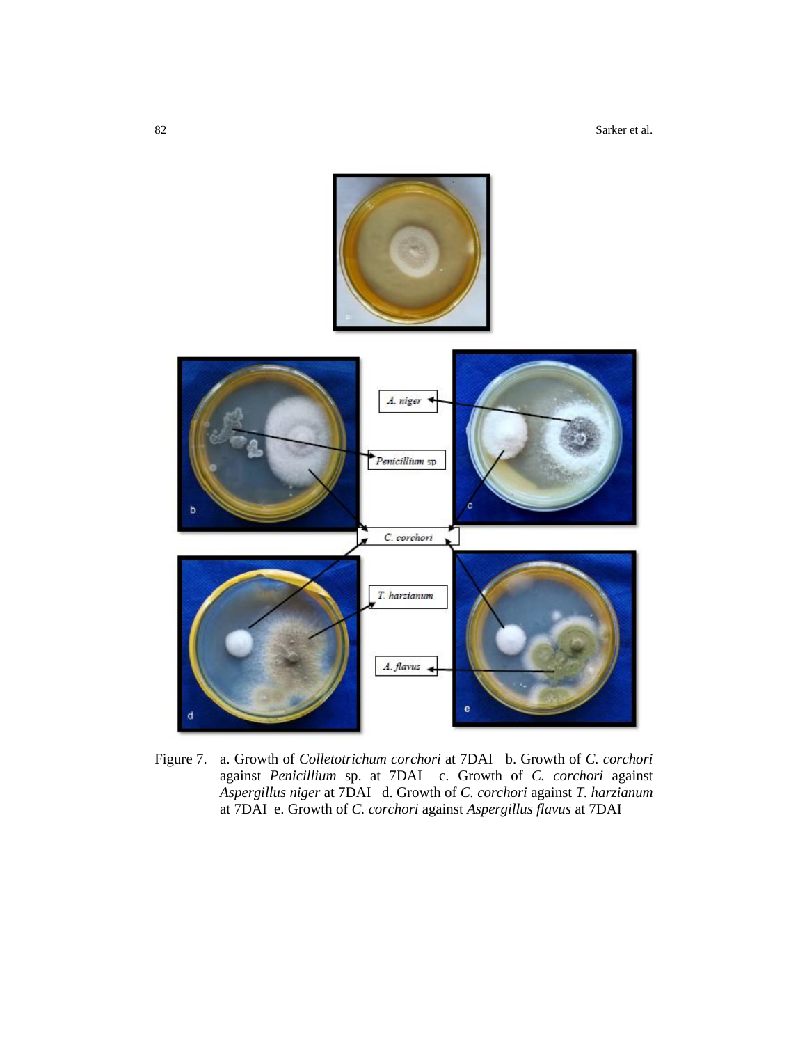Figure 7. a. Growth of *Colletotrichum corchori* at 7DAI b. Growth of *C. corchori* against *Penicillium* sp. at 7DAI c. Growth of *C. corchori* against *Aspergillus niger* at 7DAI d. Growth of *C. corchori* against *T. harzianum* at 7DAI e. Growth of *C. corchori* against *Aspergillus flavus* at 7DAI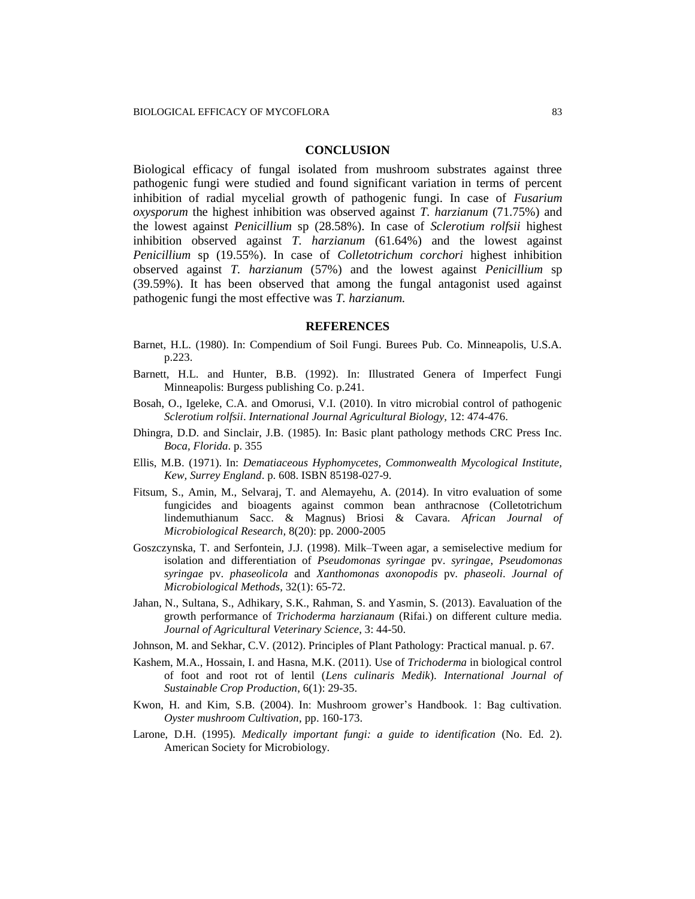## CONCLUSION

Biological efficacy of fungal isolated from mushroom substrates against three pathogenic fungi were studied and found significant variation in terms of percent inhibition of radial mycelial growth of pathogenic fungi. In case of *Fusarium oxysporum* the highest inhibition was observed against *T. harzianum* (71.75%) and the lowest against *Penicillium* sp (28.58%). In case of *Sclerotium rolfsii* highest inhibition observed against *T. harzianum* (61.64%) and the lowest against *Penicillium* sp (19.55%). In case of *Colletotrichum corchori* highest inhibition observed against *T. harzianum* (57%) and the lowest against *Penicillium* sp (39.59%). It has been observed that among the fungal antagonist used against pathogenic fungi the most effective was *T. harzianum.*

## REFERENCES

Barnet, H.L. (1980). In: Compendium of Soil Fungi. Burees Pub. Co. Minneapolis, U.S.A. p.223.

Barnett, H.L. and Hunter, B.B. (1992). In: Illustrated Genera of Imperfect Fungi Minneapolis: Burgess publishing Co. p.241.

Bosah, O., Igeleke, C.A. and Omorusi, V.I. (2010). In vitro microbial control of pathogenic *Sclerotium rolfsii*. *International Journal Agricultural Biology*, 12: 474-476.

Dhingra, D.D. and Sinclair, J.B. (1985). In: Basic plant pathology methods CRC Press Inc. *Boca, Florida*. p. 355

Ellis, M.B. (1971). In: *Dematiaceous Hyphomycetes, Commonwealth Mycological Institute, Kew, Surrey England*. p. 608. ISBN 85198-027-9.

Fitsum, S., Amin, M., Selvaraj, T. and Alemayehu, A. (2014). In vitro evaluation of some fungicides and bioagents against common bean anthracnose (Colletotrichum lindemuthianum Sacc. & Magnus) Briosi & Cavara. *African Journal of Microbiological Research*, 8(20): pp. 2000-2005

Goszczynska, T. and Serfontein, J.J. (1998). Milk–Tween agar, a semiselective medium for isolation and differentiation of *Pseudomonas syringae* pv. *syringae*, *Pseudomonas syringae* pv. *phaseolicola* and *Xanthomonas axonopodis* pv. *phaseoli*. *Journal of Microbiological Methods*, 32(1): 65-72.

Jahan, N., Sultana, S., Adhikary, S.K., Rahman, S. and Yasmin, S. (2013). Eavaluation of the growth performance of *Trichoderma harzianaum* (Rifai.) on different culture media. *Journal of Agricultural Veterinary Science*, 3: 44-50.

Johnson, M. and Sekhar, C.V. (2012). Principles of Plant Pathology: Practical manual. p. 67.

Kashem, M.A., Hossain, I. and Hasna, M.K. (2011). Use of *Trichoderma* in biological control of foot and root rot of lentil (*Lens culinaris Medik*). *International Journal of Sustainable Crop Production*, 6(1): 29-35.

Kwon, H. and Kim, S.B. (2004). In: Mushroom grower's Handbook. 1: Bag cultivation. *Oyster mushroom Cultivation*, pp. 160-173.

Larone, D.H. (1995). *Medically important fungi: a guide to identification* (No. Ed. 2). American Society for Microbiology.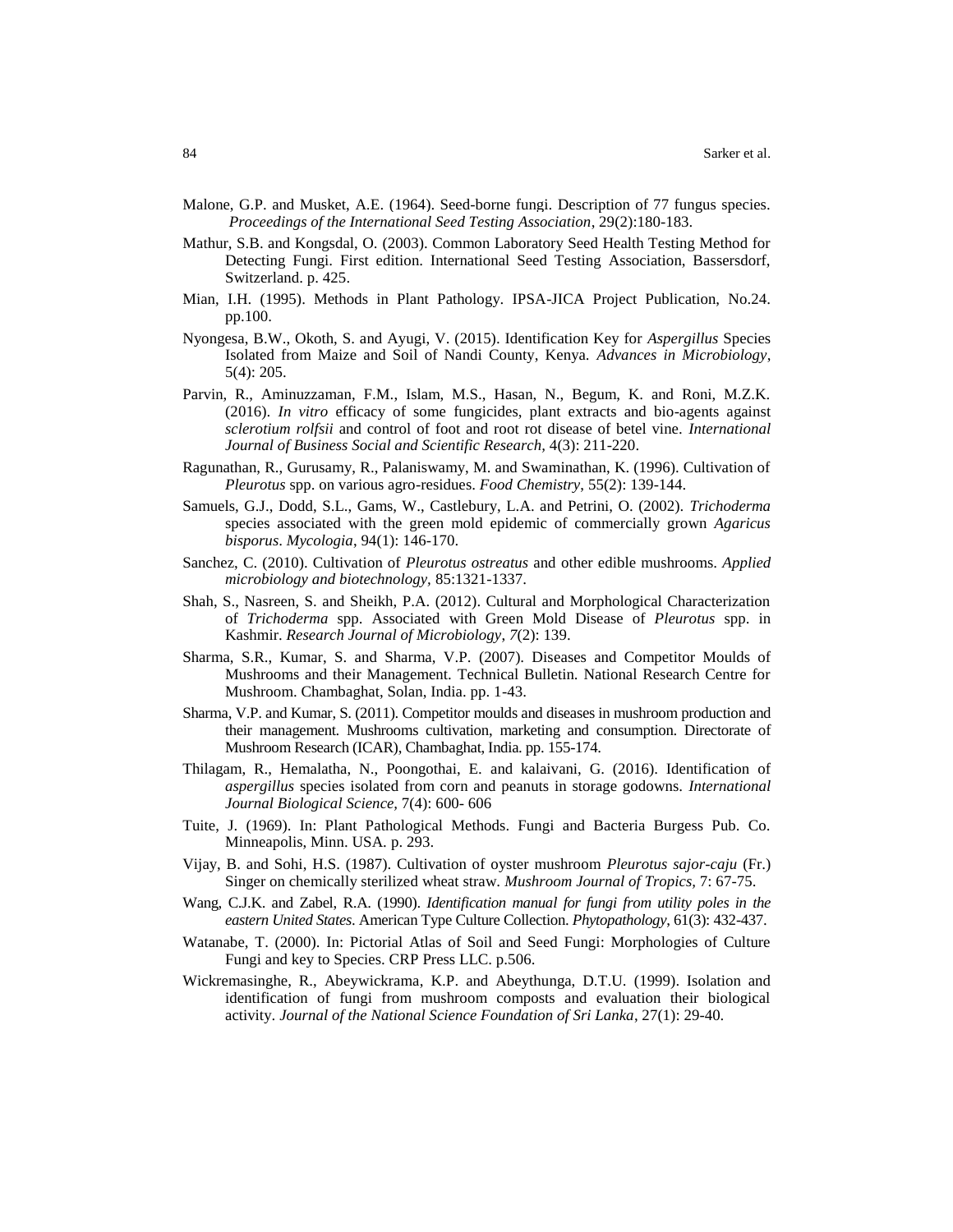Malone, G.P. and Musket, A.E. (1964). Seed-borne fungi. Description of 77 fungus species. *Proceedings of the International Seed Testing Association*, 29(2):180-183.

Mathur, S.B. and Kongsdal, O. (2003). Common Laboratory Seed Health Testing Method for Detecting Fungi. First edition. International Seed Testing Association, Bassersdorf, Switzerland. p. 425.

Mian, I.H. (1995). Methods in Plant Pathology. IPSA-JICA Project Publication, No.24. pp.100.

Nyongesa, B.W., Okoth, S. and Ayugi, V. (2015). Identification Key for *Aspergillus* Species Isolated from Maize and Soil of Nandi County, Kenya. *Advances in Microbiology*, 5(4): 205.

Parvin, R., Aminuzzaman, F.M., Islam, M.S., Hasan, N., Begum, K. and Roni, M.Z.K. (2016). *In vitro* efficacy of some fungicides, plant extracts and bio-agents against *sclerotium rolfsii* and control of foot and root rot disease of betel vine. *International Journal of Business Social and Scientific Research*, 4(3): 211-220.

Ragunathan, R., Gurusamy, R., Palaniswamy, M. and Swaminathan, K. (1996). Cultivation of *Pleurotus* spp. on various agro-residues. *Food Chemistry*, 55(2): 139-144.

Samuels, G.J., Dodd, S.L., Gams, W., Castlebury, L.A. and Petrini, O. (2002). *Trichoderma* species associated with the green mold epidemic of commercially grown *Agaricus bisporus*. *Mycologia*, 94(1): 146-170.

Sanchez, C. (2010). Cultivation of *Pleurotus ostreatus* and other edible mushrooms. *Applied microbiology and biotechnology*, 85:1321-1337.

Shah, S., Nasreen, S. and Sheikh, P.A. (2012). Cultural and Morphological Characterization of *Trichoderma* spp. Associated with Green Mold Disease of *Pleurotus* spp. in Kashmir. *Research Journal of Microbiology, 7*(2): 139.

Sharma, S.R., Kumar, S. and Sharma, V.P. (2007). Diseases and Competitor Moulds of Mushrooms and their Management. Technical Bulletin. National Research Centre for Mushroom. Chambaghat, Solan, India. pp. 1-43.

Sharma, V.P. and Kumar, S. (2011). Competitor moulds and diseases in mushroom production and their management. Mushrooms cultivation, marketing and consumption. Directorate of Mushroom Research (ICAR), Chambaghat, India. pp. 155-174.

Thilagam, R., Hemalatha, N., Poongothai, E. and kalaivani, G. (2016). Identification of *aspergillus* species isolated from corn and peanuts in storage godowns. *International Journal Biological Science,* 7(4): 600- 606

Tuite, J. (1969). In: Plant Pathological Methods. Fungi and Bacteria Burgess Pub. Co. Minneapolis, Minn. USA. p. 293.

Vijay, B. and Sohi, H.S. (1987). Cultivation of oyster mushroom *Pleurotus sajor-caju* (Fr.) Singer on chemically sterilized wheat straw. *Mushroom Journal of Tropics*, 7: 67-75.

Wang, C.J.K. and Zabel, R.A. (1990). *Identification manual for fungi from utility poles in the eastern United States*. American Type Culture Collection. *Phytopathology*, 61(3): 432-437.

Watanabe, T. (2000). In: Pictorial Atlas of Soil and Seed Fungi: Morphologies of Culture Fungi and key to Species. CRP Press LLC. p.506.

Wickremasinghe, R., Abeywickrama, K.P. and Abeythunga, D.T.U. (1999). Isolation and identification of fungi from mushroom composts and evaluation their biological activity. *Journal of the National Science Foundation of Sri Lanka*, 27(1): 29-40.